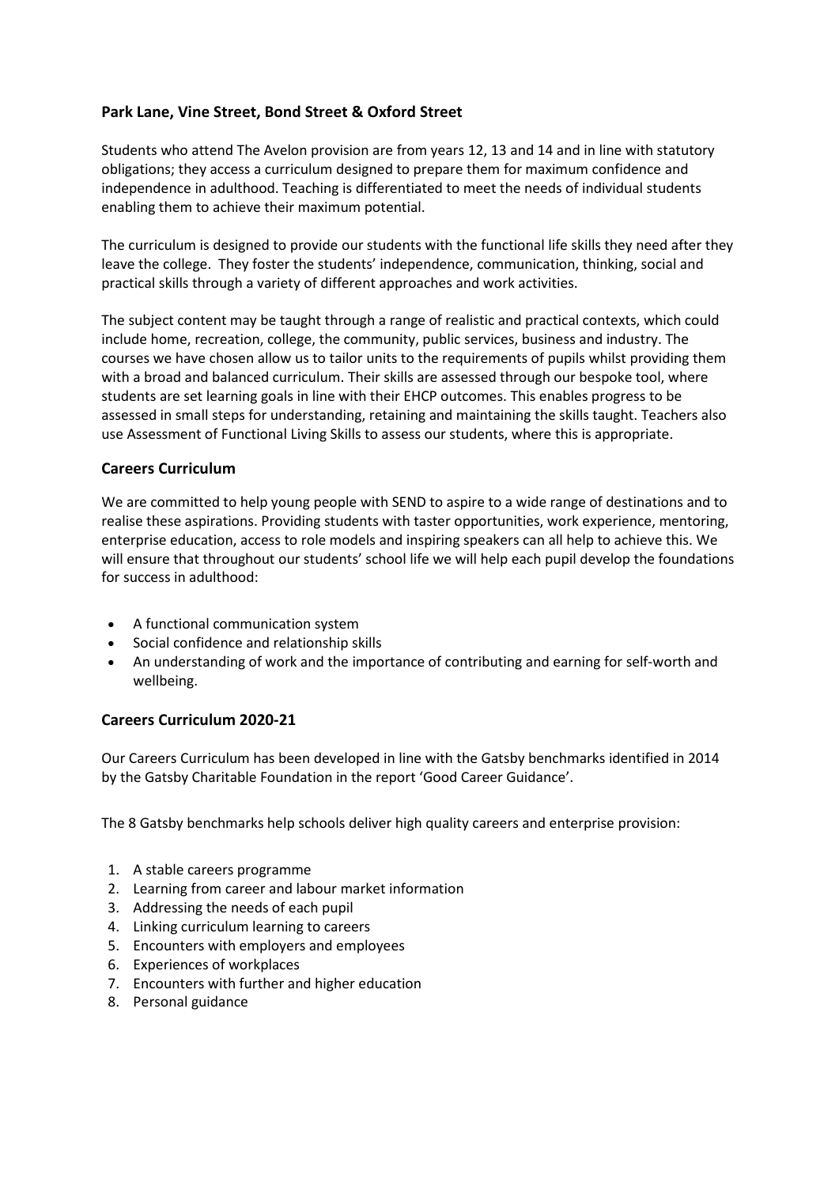### Park Lane, Vine Street, Bond Street & Oxford Street

Students who attend The Avelon provision are from years 12, 13 and 14 and in line with statutory obligations; they access a curriculum designed to prepare them for maximum confidence and independence in adulthood. Teaching is differentiated to meet the needs of individual students enabling them to achieve their maximum potential.

The curriculum is designed to provide our students with the functional life skills they need after they leave the college. They foster the students' independence, communication, thinking, social and practical skills through a variety of different approaches and work activities.

The subject content may be taught through a range of realistic and practical contexts, which could include home, recreation, college, the community, public services, business and industry. The courses we have chosen allow us to tailor units to the requirements of pupils whilst providing them with a broad and balanced curriculum. Their skills are assessed through our bespoke tool, where students are set learning goals in line with their EHCP outcomes. This enables progress to be assessed in small steps for understanding, retaining and maintaining the skills taught. Teachers also use Assessment of Functional Living Skills to assess our students, where this is appropriate.

### Careers Curriculum

We are committed to help young people with SEND to aspire to a wide range of destinations and to realise these aspirations. Providing students with taster opportunities, work experience, mentoring, enterprise education, access to role models and inspiring speakers can all help to achieve this. We will ensure that throughout our students' school life we will help each pupil develop the foundations for success in adulthood:

- A functional communication system
- Social confidence and relationship skills
- An understanding of work and the importance of contributing and earning for self-worth and wellbeing.

### Careers Curriculum 2020-21

Our Careers Curriculum has been developed in line with the Gatsby benchmarks identified in 2014 by the Gatsby Charitable Foundation in the report 'Good Career Guidance'.

The 8 Gatsby benchmarks help schools deliver high quality careers and enterprise provision:

1. A stable careers programme
2. Learning from career and labour market information
3. Addressing the needs of each pupil
4. Linking curriculum learning to careers
5. Encounters with employers and employees
6. Experiences of workplaces
7. Encounters with further and higher education
8. Personal guidance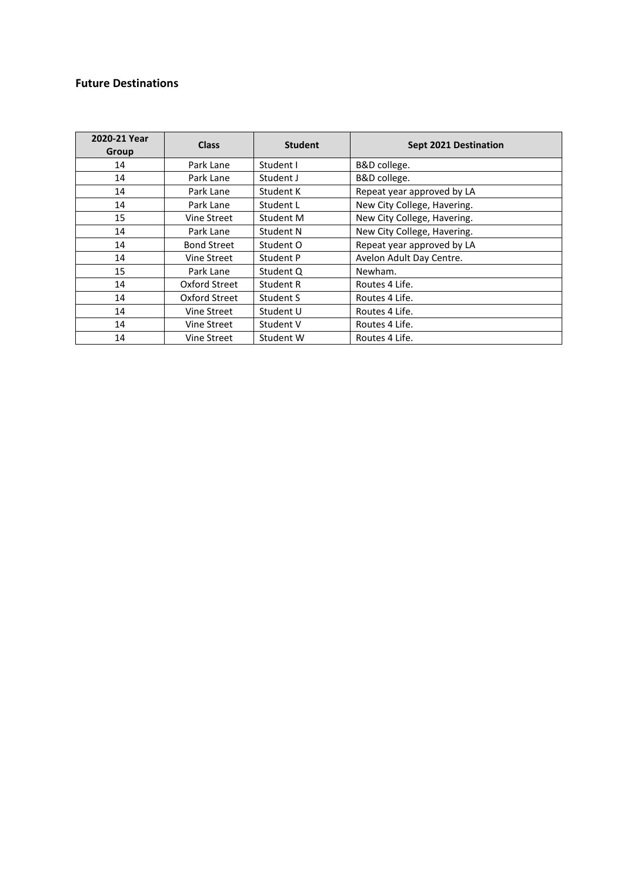**Future Destinations**

| 2020-21 Year Group | Class | Student | Sept 2021 Destination |
|---|---|---|---|
| 14 | Park Lane | Student I | B&D college. |
| 14 | Park Lane | Student J | B&D college. |
| 14 | Park Lane | Student K | Repeat year approved by LA |
| 14 | Park Lane | Student L | New City College, Havering. |
| 15 | Vine Street | Student M | New City College, Havering. |
| 14 | Park Lane | Student N | New City College, Havering. |
| 14 | Bond Street | Student O | Repeat year approved by LA |
| 14 | Vine Street | Student P | Avelon Adult Day Centre. |
| 15 | Park Lane | Student Q | Newham. |
| 14 | Oxford Street | Student R | Routes 4 Life. |
| 14 | Oxford Street | Student S | Routes 4 Life. |
| 14 | Vine Street | Student U | Routes 4 Life. |
| 14 | Vine Street | Student V | Routes 4 Life. |
| 14 | Vine Street | Student W | Routes 4 Life. |